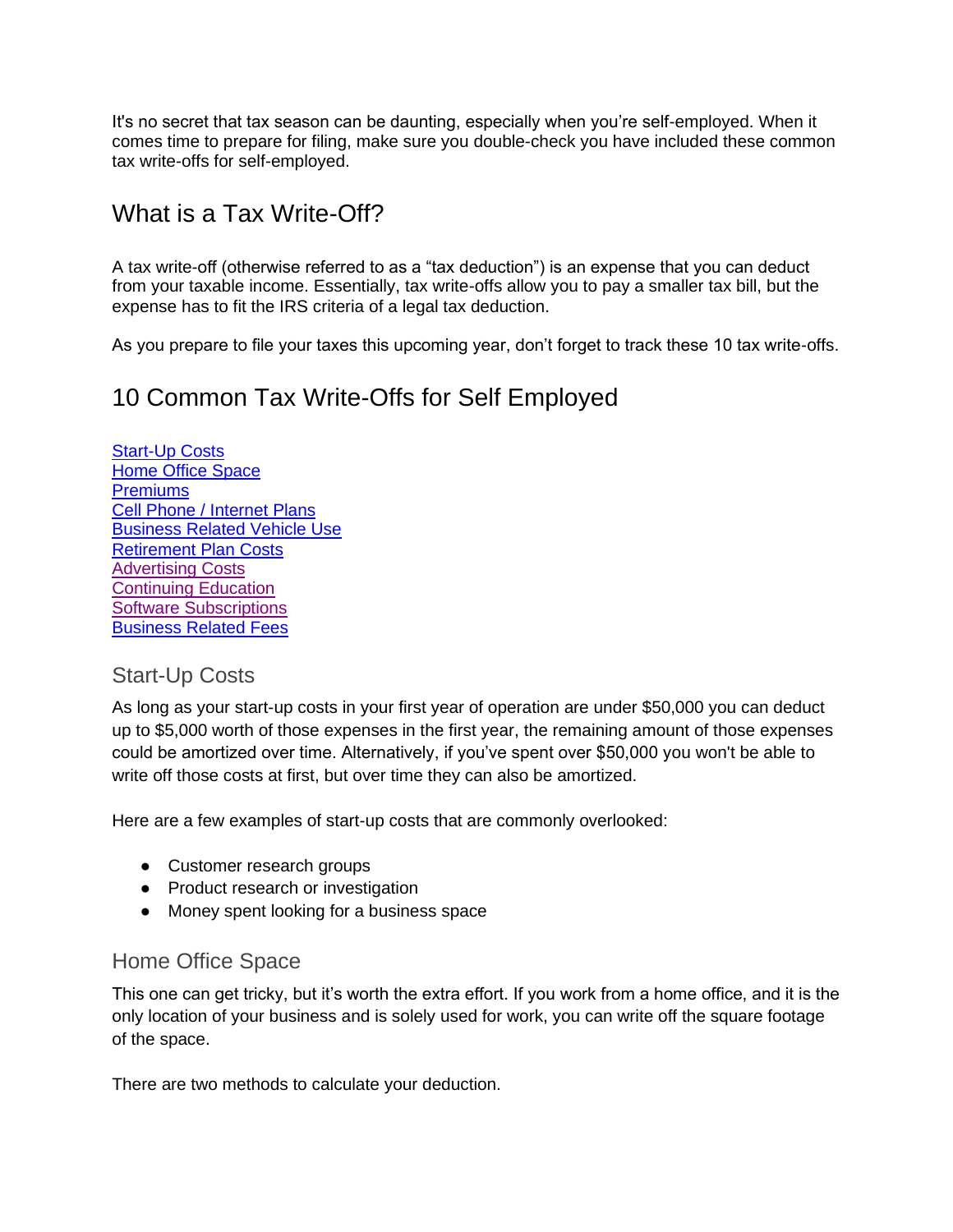It's no secret that tax season can be daunting, especially when you're self-employed. When it comes time to prepare for filing, make sure you double-check you have included these common tax write-offs for self-employed.

## What is a Tax Write-Off?

A tax write-off (otherwise referred to as a "tax deduction") is an expense that you can deduct from your taxable income. Essentially, tax write-offs allow you to pay a smaller tax bill, but the expense has to fit the IRS criteria of a legal tax deduction.

As you prepare to file your taxes this upcoming year, don't forget to track these 10 tax write-offs.

## 10 Common Tax Write-Offs for Self Employed

Start-Up Costs
Home Office Space
Premiums
Cell Phone / Internet Plans
Business Related Vehicle Use
Retirement Plan Costs
Advertising Costs
Continuing Education
Software Subscriptions
Business Related Fees

### Start-Up Costs

As long as your start-up costs in your first year of operation are under $50,000 you can deduct up to $5,000 worth of those expenses in the first year, the remaining amount of those expenses could be amortized over time. Alternatively, if you've spent over $50,000 you won't be able to write off those costs at first, but over time they can also be amortized.

Here are a few examples of start-up costs that are commonly overlooked:

- Customer research groups
- Product research or investigation
- Money spent looking for a business space

### Home Office Space

This one can get tricky, but it's worth the extra effort. If you work from a home office, and it is the only location of your business and is solely used for work, you can write off the square footage of the space.

There are two methods to calculate your deduction.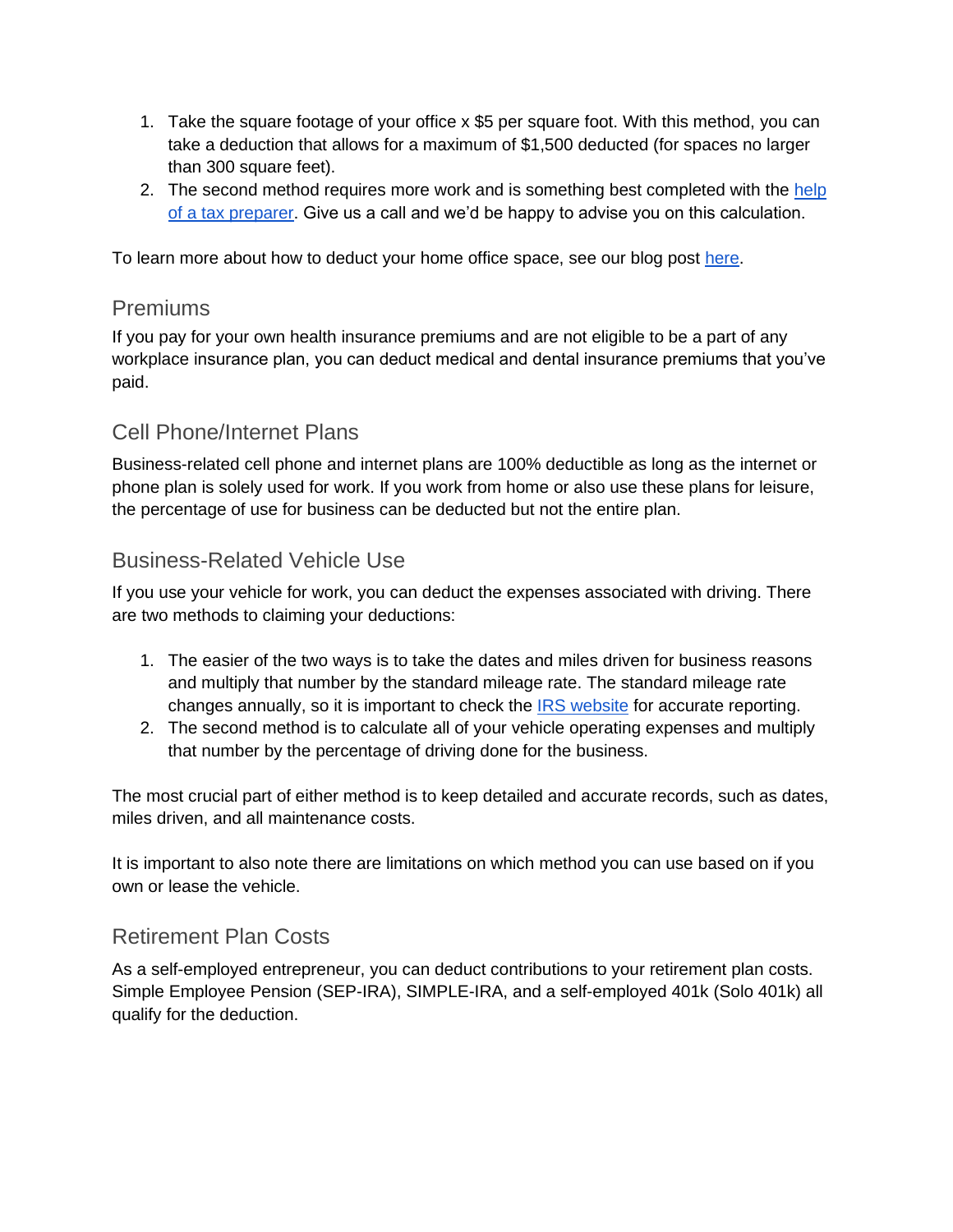1. Take the square footage of your office x $5 per square foot. With this method, you can take a deduction that allows for a maximum of $1,500 deducted (for spaces no larger than 300 square feet).
2. The second method requires more work and is something best completed with the [help of a tax preparer](). Give us a call and we'd be happy to advise you on this calculation.

To learn more about how to deduct your home office space, see our blog post [here]().

## Premiums

If you pay for your own health insurance premiums and are not eligible to be a part of any workplace insurance plan, you can deduct medical and dental insurance premiums that you've paid.

## Cell Phone/Internet Plans

Business-related cell phone and internet plans are 100% deductible as long as the internet or phone plan is solely used for work. If you work from home or also use these plans for leisure, the percentage of use for business can be deducted but not the entire plan.

## Business-Related Vehicle Use

If you use your vehicle for work, you can deduct the expenses associated with driving. There are two methods to claiming your deductions:

1. The easier of the two ways is to take the dates and miles driven for business reasons and multiply that number by the standard mileage rate. The standard mileage rate changes annually, so it is important to check the [IRS website]() for accurate reporting.
2. The second method is to calculate all of your vehicle operating expenses and multiply that number by the percentage of driving done for the business.

The most crucial part of either method is to keep detailed and accurate records, such as dates, miles driven, and all maintenance costs.

It is important to also note there are limitations on which method you can use based on if you own or lease the vehicle.

## Retirement Plan Costs

As a self-employed entrepreneur, you can deduct contributions to your retirement plan costs. Simple Employee Pension (SEP-IRA), SIMPLE-IRA, and a self-employed 401k (Solo 401k) all qualify for the deduction.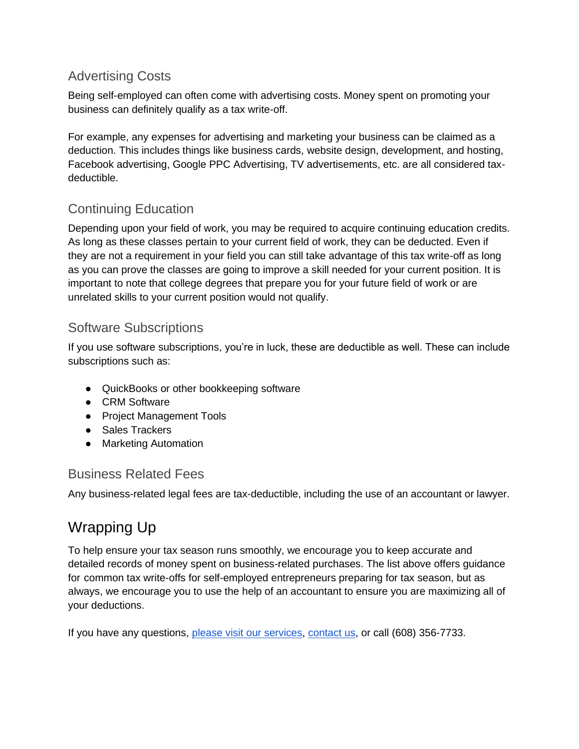### Advertising Costs

Being self-employed can often come with advertising costs. Money spent on promoting your business can definitely qualify as a tax write-off.

For example, any expenses for advertising and marketing your business can be claimed as a deduction. This includes things like business cards, website design, development, and hosting, Facebook advertising, Google PPC Advertising, TV advertisements, etc. are all considered tax-deductible.

### Continuing Education

Depending upon your field of work, you may be required to acquire continuing education credits. As long as these classes pertain to your current field of work, they can be deducted. Even if they are not a requirement in your field you can still take advantage of this tax write-off as long as you can prove the classes are going to improve a skill needed for your current position. It is important to note that college degrees that prepare you for your future field of work or are unrelated skills to your current position would not qualify.

### Software Subscriptions

If you use software subscriptions, you're in luck, these are deductible as well. These can include subscriptions such as:

- QuickBooks or other bookkeeping software
- CRM Software
- Project Management Tools
- Sales Trackers
- Marketing Automation

### Business Related Fees

Any business-related legal fees are tax-deductible, including the use of an accountant or lawyer.

## Wrapping Up

To help ensure your tax season runs smoothly, we encourage you to keep accurate and detailed records of money spent on business-related purchases. The list above offers guidance for common tax write-offs for self-employed entrepreneurs preparing for tax season, but as always, we encourage you to use the help of an accountant to ensure you are maximizing all of your deductions.

If you have any questions, please visit our services, contact us, or call (608) 356-7733.